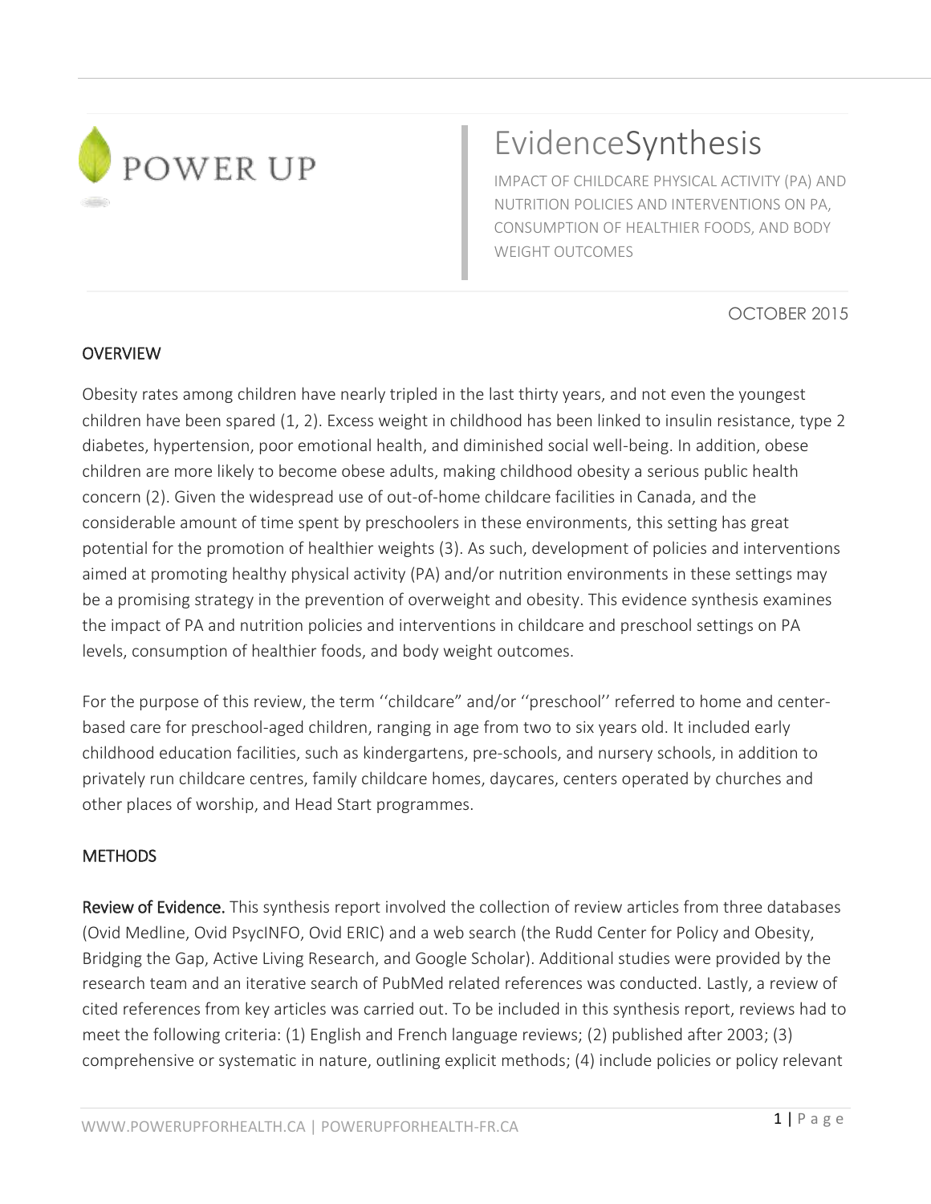POWER UP

# EvidenceSynthesis

IMPACT OF CHILDCARE PHYSICAL ACTIVITY (PA) AND NUTRITION POLICIES AND INTERVENTIONS ON PA, CONSUMPTION OF HEALTHIER FOODS, AND BODY WEIGHT OUTCOMES

OCTOBER 2015

## OVERVIEW

Obesity rates among children have nearly tripled in the last thirty years, and not even the youngest children have been spared (1, 2). Excess weight in childhood has been linked to insulin resistance, type 2 diabetes, hypertension, poor emotional health, and diminished social well-being. In addition, obese children are more likely to become obese adults, making childhood obesity a serious public health concern (2). Given the widespread use of out-of-home childcare facilities in Canada, and the considerable amount of time spent by preschoolers in these environments, this setting has great potential for the promotion of healthier weights (3). As such, development of policies and interventions aimed at promoting healthy physical activity (PA) and/or nutrition environments in these settings may be a promising strategy in the prevention of overweight and obesity. This evidence synthesis examines the impact of PA and nutrition policies and interventions in childcare and preschool settings on PA levels, consumption of healthier foods, and body weight outcomes.

For the purpose of this review, the term ''childcare" and/or ''preschool'' referred to home and center-based care for preschool-aged children, ranging in age from two to six years old. It included early childhood education facilities, such as kindergartens, pre-schools, and nursery schools, in addition to privately run childcare centres, family childcare homes, daycares, centers operated by churches and other places of worship, and Head Start programmes.

## METHODS

**Review of Evidence.** This synthesis report involved the collection of review articles from three databases (Ovid Medline, Ovid PsycINFO, Ovid ERIC) and a web search (the Rudd Center for Policy and Obesity, Bridging the Gap, Active Living Research, and Google Scholar). Additional studies were provided by the research team and an iterative search of PubMed related references was conducted. Lastly, a review of cited references from key articles was carried out. To be included in this synthesis report, reviews had to meet the following criteria: (1) English and French language reviews; (2) published after 2003; (3) comprehensive or systematic in nature, outlining explicit methods; (4) include policies or policy relevant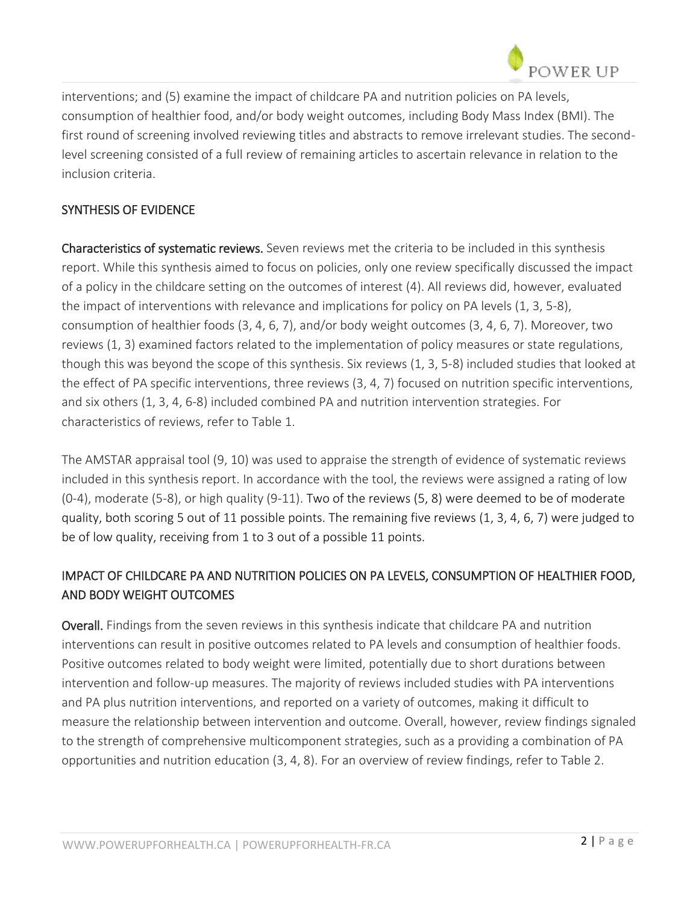interventions; and (5) examine the impact of childcare PA and nutrition policies on PA levels, consumption of healthier food, and/or body weight outcomes, including Body Mass Index (BMI). The first round of screening involved reviewing titles and abstracts to remove irrelevant studies. The second-level screening consisted of a full review of remaining articles to ascertain relevance in relation to the inclusion criteria.

## SYNTHESIS OF EVIDENCE

**Characteristics of systematic reviews.** Seven reviews met the criteria to be included in this synthesis report. While this synthesis aimed to focus on policies, only one review specifically discussed the impact of a policy in the childcare setting on the outcomes of interest (4). All reviews did, however, evaluated the impact of interventions with relevance and implications for policy on PA levels (1, 3, 5-8), consumption of healthier foods (3, 4, 6, 7), and/or body weight outcomes (3, 4, 6, 7). Moreover, two reviews (1, 3) examined factors related to the implementation of policy measures or state regulations, though this was beyond the scope of this synthesis. Six reviews (1, 3, 5-8) included studies that looked at the effect of PA specific interventions, three reviews (3, 4, 7) focused on nutrition specific interventions, and six others (1, 3, 4, 6-8) included combined PA and nutrition intervention strategies. For characteristics of reviews, refer to Table 1.

The AMSTAR appraisal tool (9, 10) was used to appraise the strength of evidence of systematic reviews included in this synthesis report. In accordance with the tool, the reviews were assigned a rating of low (0-4), moderate (5-8), or high quality (9-11). Two of the reviews (5, 8) were deemed to be of moderate quality, both scoring 5 out of 11 possible points. The remaining five reviews (1, 3, 4, 6, 7) were judged to be of low quality, receiving from 1 to 3 out of a possible 11 points.

## IMPACT OF CHILDCARE PA AND NUTRITION POLICIES ON PA LEVELS, CONSUMPTION OF HEALTHIER FOOD, AND BODY WEIGHT OUTCOMES

**Overall.** Findings from the seven reviews in this synthesis indicate that childcare PA and nutrition interventions can result in positive outcomes related to PA levels and consumption of healthier foods. Positive outcomes related to body weight were limited, potentially due to short durations between intervention and follow-up measures. The majority of reviews included studies with PA interventions and PA plus nutrition interventions, and reported on a variety of outcomes, making it difficult to measure the relationship between intervention and outcome. Overall, however, review findings signaled to the strength of comprehensive multicomponent strategies, such as a providing a combination of PA opportunities and nutrition education (3, 4, 8). For an overview of review findings, refer to Table 2.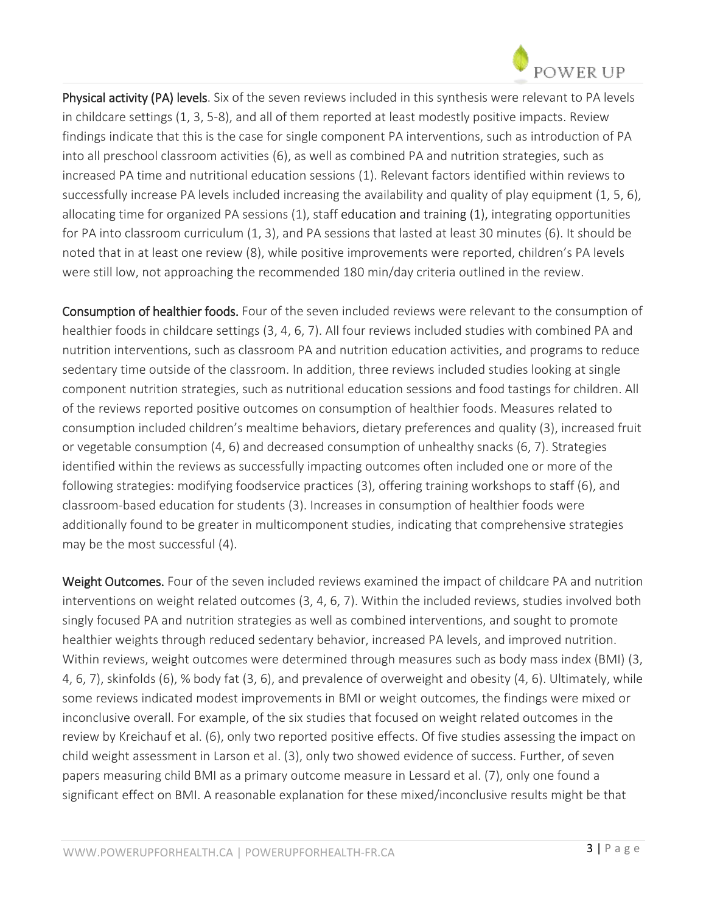**Physical activity (PA) levels**. Six of the seven reviews included in this synthesis were relevant to PA levels in childcare settings (1, 3, 5-8), and all of them reported at least modestly positive impacts. Review findings indicate that this is the case for single component PA interventions, such as introduction of PA into all preschool classroom activities (6), as well as combined PA and nutrition strategies, such as increased PA time and nutritional education sessions (1). Relevant factors identified within reviews to successfully increase PA levels included increasing the availability and quality of play equipment (1, 5, 6), allocating time for organized PA sessions (1), staff education and training (1), integrating opportunities for PA into classroom curriculum (1, 3), and PA sessions that lasted at least 30 minutes (6). It should be noted that in at least one review (8), while positive improvements were reported, children's PA levels were still low, not approaching the recommended 180 min/day criteria outlined in the review.

**Consumption of healthier foods.** Four of the seven included reviews were relevant to the consumption of healthier foods in childcare settings (3, 4, 6, 7). All four reviews included studies with combined PA and nutrition interventions, such as classroom PA and nutrition education activities, and programs to reduce sedentary time outside of the classroom. In addition, three reviews included studies looking at single component nutrition strategies, such as nutritional education sessions and food tastings for children. All of the reviews reported positive outcomes on consumption of healthier foods. Measures related to consumption included children's mealtime behaviors, dietary preferences and quality (3), increased fruit or vegetable consumption (4, 6) and decreased consumption of unhealthy snacks (6, 7). Strategies identified within the reviews as successfully impacting outcomes often included one or more of the following strategies: modifying foodservice practices (3), offering training workshops to staff (6), and classroom-based education for students (3). Increases in consumption of healthier foods were additionally found to be greater in multicomponent studies, indicating that comprehensive strategies may be the most successful (4).

**Weight Outcomes.** Four of the seven included reviews examined the impact of childcare PA and nutrition interventions on weight related outcomes (3, 4, 6, 7). Within the included reviews, studies involved both singly focused PA and nutrition strategies as well as combined interventions, and sought to promote healthier weights through reduced sedentary behavior, increased PA levels, and improved nutrition. Within reviews, weight outcomes were determined through measures such as body mass index (BMI) (3, 4, 6, 7), skinfolds (6), % body fat (3, 6), and prevalence of overweight and obesity (4, 6). Ultimately, while some reviews indicated modest improvements in BMI or weight outcomes, the findings were mixed or inconclusive overall. For example, of the six studies that focused on weight related outcomes in the review by Kreichauf et al. (6), only two reported positive effects. Of five studies assessing the impact on child weight assessment in Larson et al. (3), only two showed evidence of success. Further, of seven papers measuring child BMI as a primary outcome measure in Lessard et al. (7), only one found a significant effect on BMI. A reasonable explanation for these mixed/inconclusive results might be that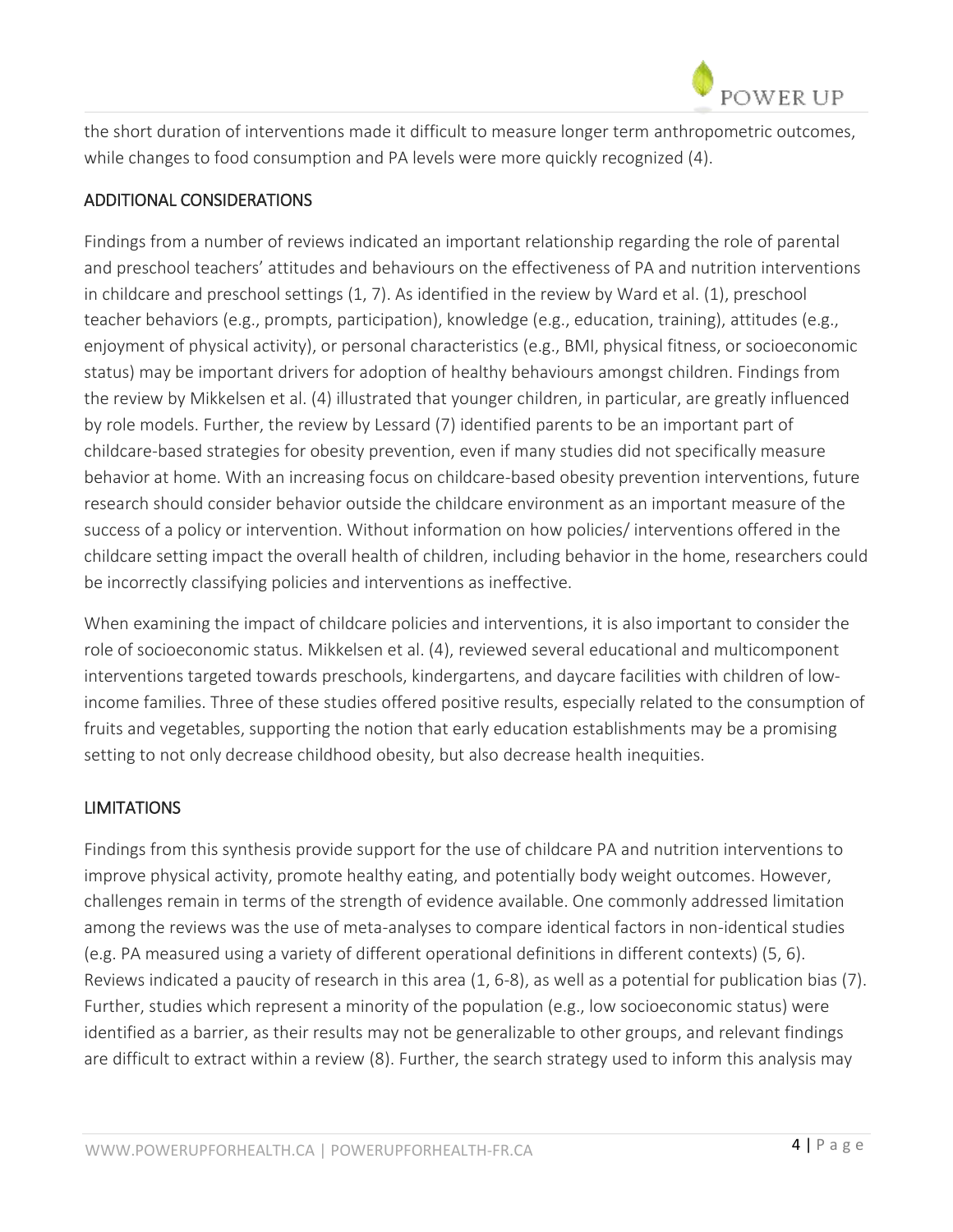the short duration of interventions made it difficult to measure longer term anthropometric outcomes, while changes to food consumption and PA levels were more quickly recognized (4).

## ADDITIONAL CONSIDERATIONS

Findings from a number of reviews indicated an important relationship regarding the role of parental and preschool teachers' attitudes and behaviours on the effectiveness of PA and nutrition interventions in childcare and preschool settings (1, 7). As identified in the review by Ward et al. (1), preschool teacher behaviors (e.g., prompts, participation), knowledge (e.g., education, training), attitudes (e.g., enjoyment of physical activity), or personal characteristics (e.g., BMI, physical fitness, or socioeconomic status) may be important drivers for adoption of healthy behaviours amongst children. Findings from the review by Mikkelsen et al. (4) illustrated that younger children, in particular, are greatly influenced by role models. Further, the review by Lessard (7) identified parents to be an important part of childcare-based strategies for obesity prevention, even if many studies did not specifically measure behavior at home. With an increasing focus on childcare-based obesity prevention interventions, future research should consider behavior outside the childcare environment as an important measure of the success of a policy or intervention. Without information on how policies/ interventions offered in the childcare setting impact the overall health of children, including behavior in the home, researchers could be incorrectly classifying policies and interventions as ineffective.

When examining the impact of childcare policies and interventions, it is also important to consider the role of socioeconomic status. Mikkelsen et al. (4), reviewed several educational and multicomponent interventions targeted towards preschools, kindergartens, and daycare facilities with children of low-income families. Three of these studies offered positive results, especially related to the consumption of fruits and vegetables, supporting the notion that early education establishments may be a promising setting to not only decrease childhood obesity, but also decrease health inequities.

## LIMITATIONS

Findings from this synthesis provide support for the use of childcare PA and nutrition interventions to improve physical activity, promote healthy eating, and potentially body weight outcomes. However, challenges remain in terms of the strength of evidence available. One commonly addressed limitation among the reviews was the use of meta-analyses to compare identical factors in non-identical studies (e.g. PA measured using a variety of different operational definitions in different contexts) (5, 6). Reviews indicated a paucity of research in this area (1, 6-8), as well as a potential for publication bias (7). Further, studies which represent a minority of the population (e.g., low socioeconomic status) were identified as a barrier, as their results may not be generalizable to other groups, and relevant findings are difficult to extract within a review (8). Further, the search strategy used to inform this analysis may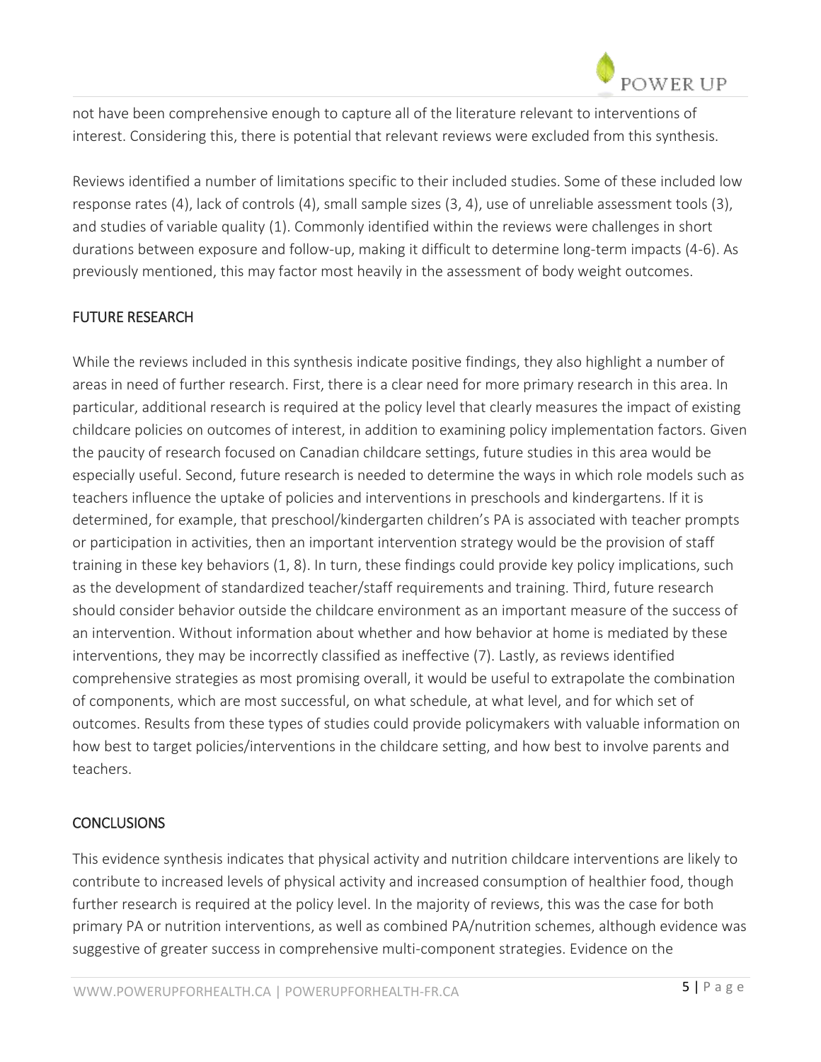not have been comprehensive enough to capture all of the literature relevant to interventions of interest. Considering this, there is potential that relevant reviews were excluded from this synthesis.

Reviews identified a number of limitations specific to their included studies. Some of these included low response rates (4), lack of controls (4), small sample sizes (3, 4), use of unreliable assessment tools (3), and studies of variable quality (1). Commonly identified within the reviews were challenges in short durations between exposure and follow-up, making it difficult to determine long-term impacts (4-6). As previously mentioned, this may factor most heavily in the assessment of body weight outcomes.

## FUTURE RESEARCH

While the reviews included in this synthesis indicate positive findings, they also highlight a number of areas in need of further research. First, there is a clear need for more primary research in this area. In particular, additional research is required at the policy level that clearly measures the impact of existing childcare policies on outcomes of interest, in addition to examining policy implementation factors. Given the paucity of research focused on Canadian childcare settings, future studies in this area would be especially useful. Second, future research is needed to determine the ways in which role models such as teachers influence the uptake of policies and interventions in preschools and kindergartens. If it is determined, for example, that preschool/kindergarten children's PA is associated with teacher prompts or participation in activities, then an important intervention strategy would be the provision of staff training in these key behaviors (1, 8). In turn, these findings could provide key policy implications, such as the development of standardized teacher/staff requirements and training. Third, future research should consider behavior outside the childcare environment as an important measure of the success of an intervention. Without information about whether and how behavior at home is mediated by these interventions, they may be incorrectly classified as ineffective (7). Lastly, as reviews identified comprehensive strategies as most promising overall, it would be useful to extrapolate the combination of components, which are most successful, on what schedule, at what level, and for which set of outcomes. Results from these types of studies could provide policymakers with valuable information on how best to target policies/interventions in the childcare setting, and how best to involve parents and teachers.

## CONCLUSIONS

This evidence synthesis indicates that physical activity and nutrition childcare interventions are likely to contribute to increased levels of physical activity and increased consumption of healthier food, though further research is required at the policy level. In the majority of reviews, this was the case for both primary PA or nutrition interventions, as well as combined PA/nutrition schemes, although evidence was suggestive of greater success in comprehensive multi-component strategies. Evidence on the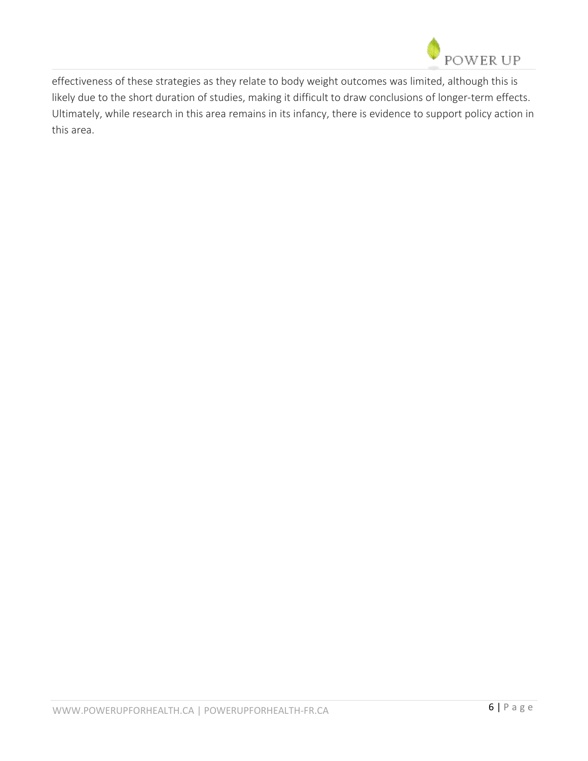effectiveness of these strategies as they relate to body weight outcomes was limited, although this is likely due to the short duration of studies, making it difficult to draw conclusions of longer-term effects. Ultimately, while research in this area remains in its infancy, there is evidence to support policy action in this area.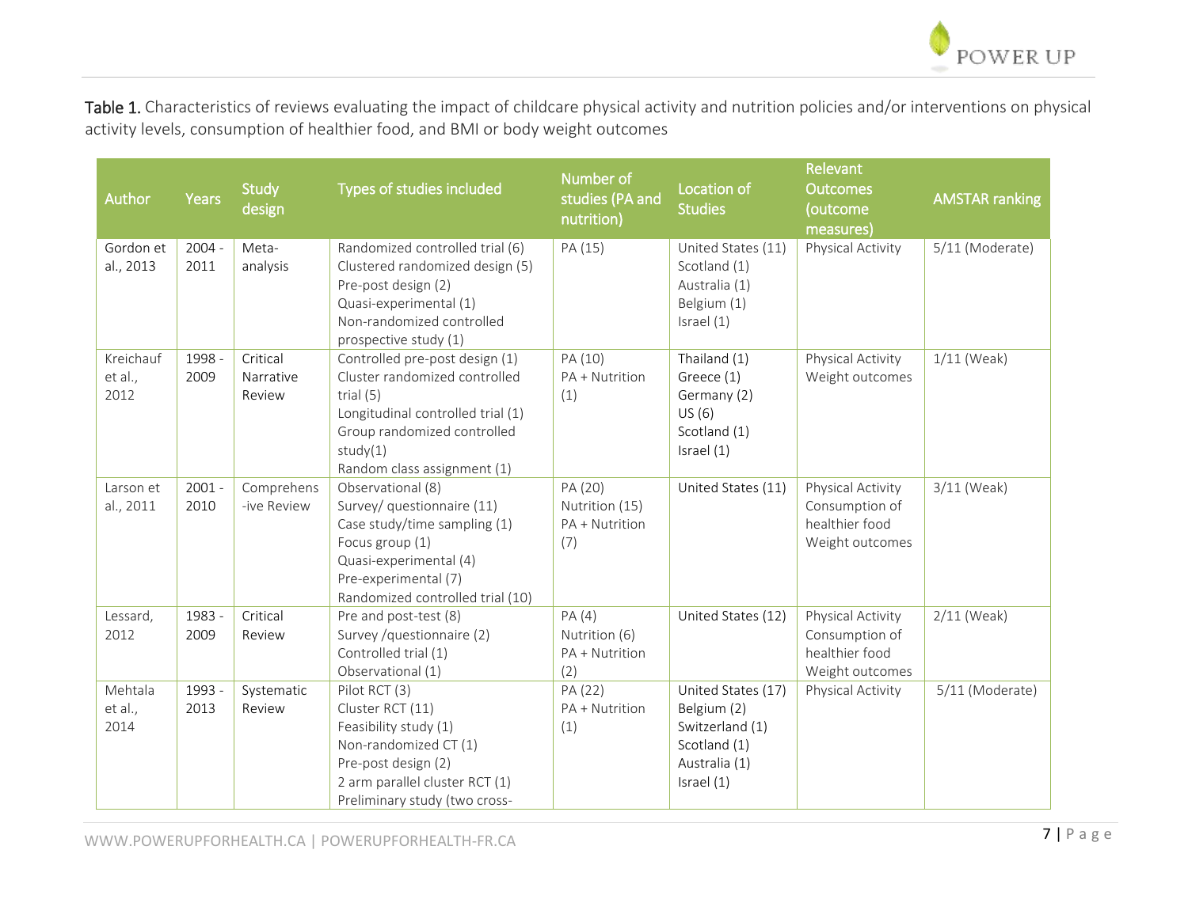**Table 1.** Characteristics of reviews evaluating the impact of childcare physical activity and nutrition policies and/or interventions on physical activity levels, consumption of healthier food, and BMI or body weight outcomes

| Author | Years | Study design | Types of studies included | Number of studies (PA and nutrition) | Location of Studies | Relevant Outcomes (outcome measures) | AMSTAR ranking |
|---|---|---|---|---|---|---|---|
| Gordon et al., 2013 | 2004 - 2011 | Meta-analysis | Randomized controlled trial (6)<br>Clustered randomized design (5)<br>Pre-post design (2)<br>Quasi-experimental (1)<br>Non-randomized controlled prospective study (1) | PA (15) | United States (11)<br>Scotland (1)<br>Australia (1)<br>Belgium (1)<br>Israel (1) | Physical Activity | 5/11 (Moderate) |
| Kreichauf et al., 2012 | 1998 - 2009 | Critical Narrative Review | Controlled pre-post design (1)<br>Cluster randomized controlled trial (5)<br>Longitudinal controlled trial (1)<br>Group randomized controlled study(1)<br>Random class assignment (1) | PA (10)<br>PA + Nutrition (1) | Thailand (1)<br>Greece (1)<br>Germany (2)<br>US (6)<br>Scotland (1)<br>Israel (1) | Physical Activity<br>Weight outcomes | 1/11 (Weak) |
| Larson et al., 2011 | 2001 - 2010 | Comprehens-ive Review | Observational (8)<br>Survey/ questionnaire (11)<br>Case study/time sampling (1)<br>Focus group (1)<br>Quasi-experimental (4)<br>Pre-experimental (7)<br>Randomized controlled trial (10) | PA (20)<br>Nutrition (15)<br>PA + Nutrition (7) | United States (11) | Physical Activity<br>Consumption of healthier food<br>Weight outcomes | 3/11 (Weak) |
| Lessard, 2012 | 1983 - 2009 | Critical Review | Pre and post-test (8)<br>Survey /questionnaire (2)<br>Controlled trial (1)<br>Observational (1) | PA (4)<br>Nutrition (6)<br>PA + Nutrition (2) | United States (12) | Physical Activity<br>Consumption of healthier food<br>Weight outcomes | 2/11 (Weak) |
| Mehtala et al., 2014 | 1993 - 2013 | Systematic Review | Pilot RCT (3)<br>Cluster RCT (11)<br>Feasibility study (1)<br>Non-randomized CT (1)<br>Pre-post design (2)<br>2 arm parallel cluster RCT (1)<br>Preliminary study (two cross- | PA (22)<br>PA + Nutrition (1) | United States (17)<br>Belgium (2)<br>Switzerland (1)<br>Scotland (1)<br>Australia (1)<br>Israel (1) | Physical Activity | 5/11 (Moderate) |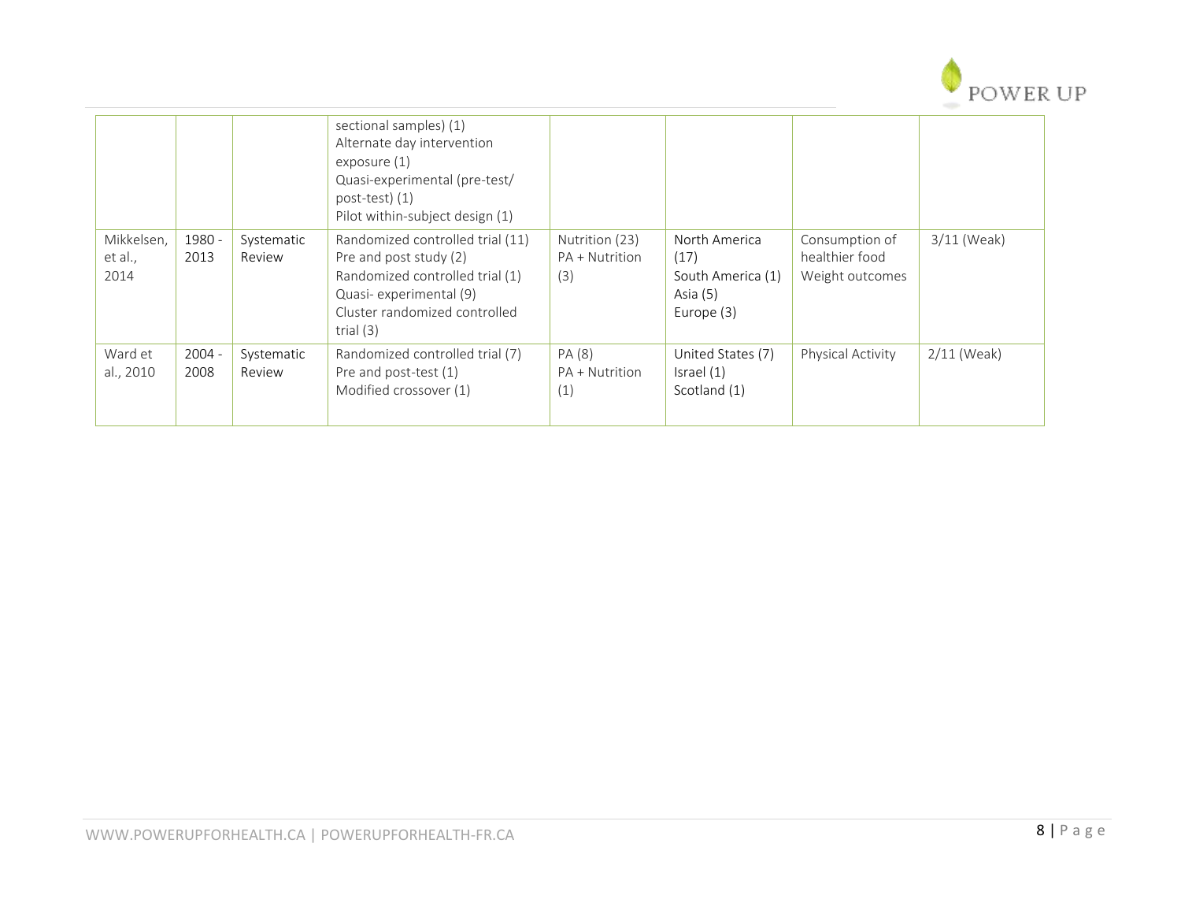| | | | sectional samples) (1)<br>Alternate day intervention exposure (1)<br>Quasi-experimental (pre-test/ post-test) (1)<br>Pilot within-subject design (1) | | | | |
|---|---|---|---|---|---|---|---|
| Mikkelsen, et al., 2014 | 1980 - 2013 | Systematic Review | Randomized controlled trial (11)<br>Pre and post study (2)<br>Randomized controlled trial (1)<br>Quasi- experimental (9)<br>Cluster randomized controlled trial (3) | Nutrition (23)<br>PA + Nutrition (3) | North America (17)<br>South America (1)<br>Asia (5)<br>Europe (3) | Consumption of healthier food<br>Weight outcomes | 3/11 (Weak) |
| Ward et al., 2010 | 2004 - 2008 | Systematic Review | Randomized controlled trial (7)<br>Pre and post-test (1)<br>Modified crossover (1) | PA (8)<br>PA + Nutrition (1) | United States (7)<br>Israel (1)<br>Scotland (1) | Physical Activity | 2/11 (Weak) |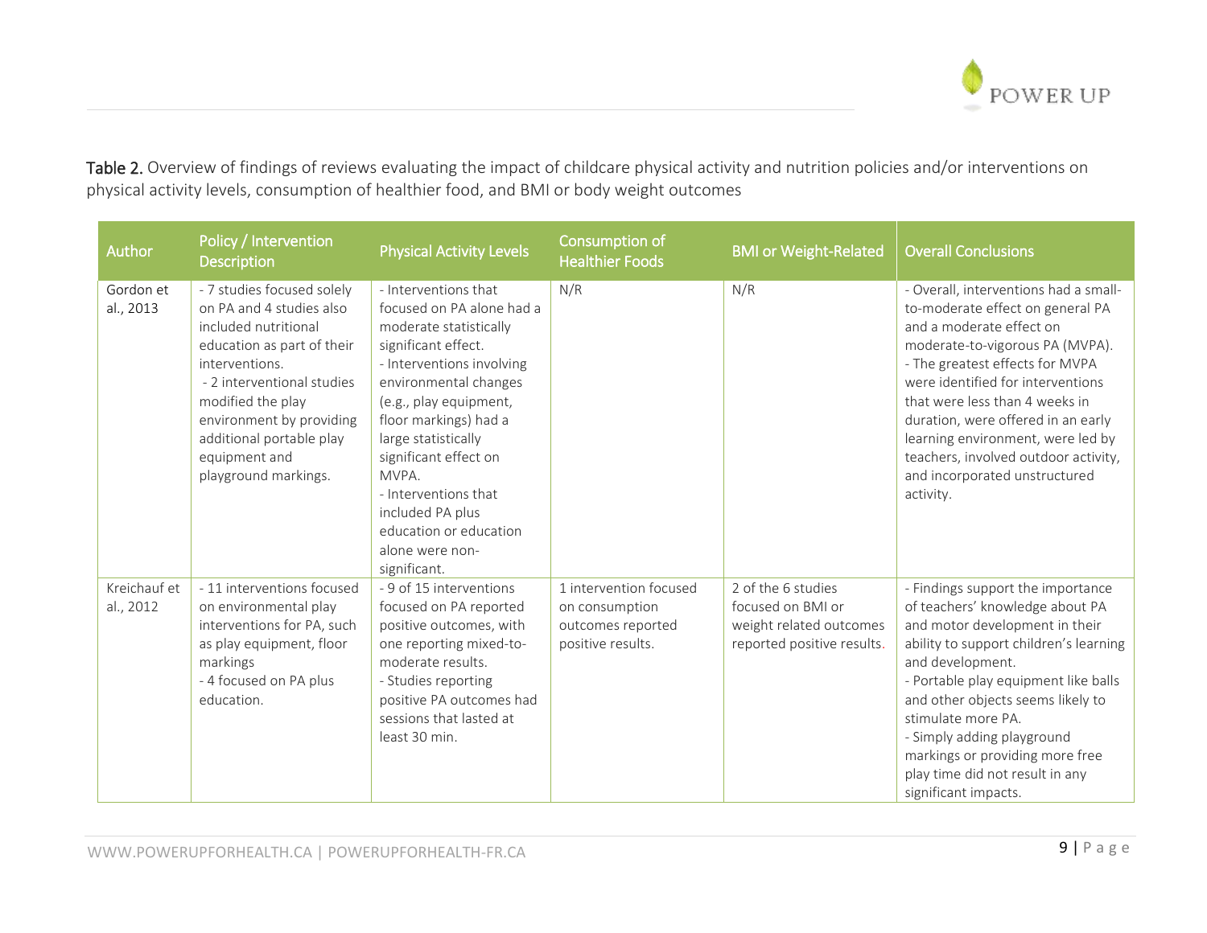**Table 2.** Overview of findings of reviews evaluating the impact of childcare physical activity and nutrition policies and/or interventions on physical activity levels, consumption of healthier food, and BMI or body weight outcomes

| Author | Policy / Intervention Description | Physical Activity Levels | Consumption of Healthier Foods | BMI or Weight-Related | Overall Conclusions |
|---|---|---|---|---|---|
| Gordon et al., 2013 | - 7 studies focused solely on PA and 4 studies also included nutritional education as part of their interventions.<br>- 2 interventional studies modified the play environment by providing additional portable play equipment and playground markings. | - Interventions that focused on PA alone had a moderate statistically significant effect.<br>- Interventions involving environmental changes (e.g., play equipment, floor markings) had a large statistically significant effect on MVPA.<br>- Interventions that included PA plus education or education alone were non-significant. | N/R | N/R | - Overall, interventions had a small-to-moderate effect on general PA and a moderate effect on moderate-to-vigorous PA (MVPA).<br>- The greatest effects for MVPA were identified for interventions that were less than 4 weeks in duration, were offered in an early learning environment, were led by teachers, involved outdoor activity, and incorporated unstructured activity. |
| Kreichauf et al., 2012 | - 11 interventions focused on environmental play interventions for PA, such as play equipment, floor markings<br>- 4 focused on PA plus education. | - 9 of 15 interventions focused on PA reported positive outcomes, with one reporting mixed-to-moderate results.<br>- Studies reporting positive PA outcomes had sessions that lasted at least 30 min. | 1 intervention focused on consumption outcomes reported positive results. | 2 of the 6 studies focused on BMI or weight related outcomes reported positive results. | - Findings support the importance of teachers' knowledge about PA and motor development in their ability to support children's learning and development.<br>- Portable play equipment like balls and other objects seems likely to stimulate more PA.<br>- Simply adding playground markings or providing more free play time did not result in any significant impacts. |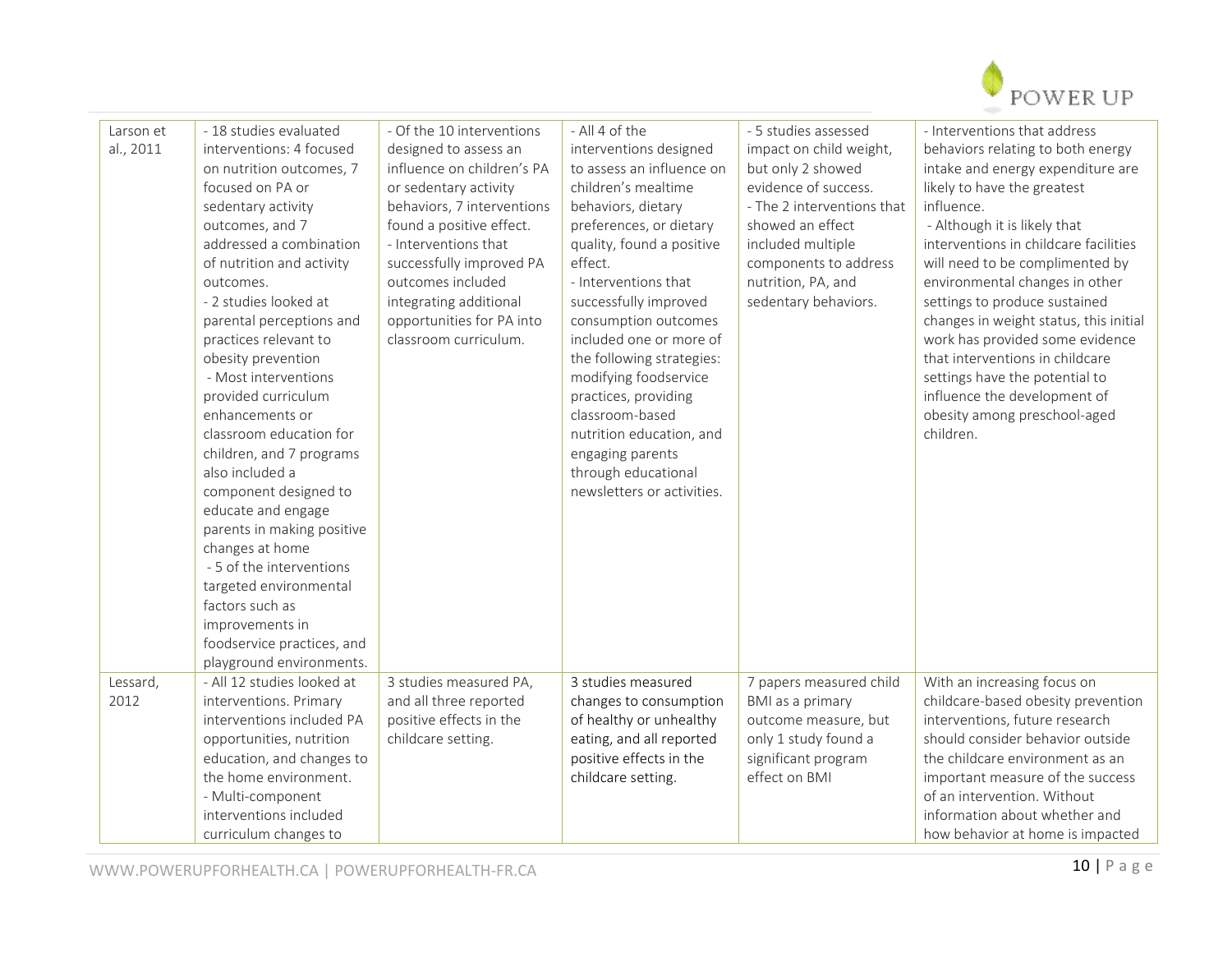| | | | | | |
|---|---|---|---|---|---|
| Larson et al., 2011 | - 18 studies evaluated interventions: 4 focused on nutrition outcomes, 7 focused on PA or sedentary activity outcomes, and 7 addressed a combination of nutrition and activity outcomes.<br>- 2 studies looked at parental perceptions and practices relevant to obesity prevention<br>- Most interventions provided curriculum enhancements or classroom education for children, and 7 programs also included a component designed to educate and engage parents in making positive changes at home<br>- 5 of the interventions targeted environmental factors such as improvements in foodservice practices, and playground environments. | - Of the 10 interventions designed to assess an influence on children's PA or sedentary activity behaviors, 7 interventions found a positive effect.<br>- Interventions that successfully improved PA outcomes included integrating additional opportunities for PA into classroom curriculum. | - All 4 of the interventions designed to assess an influence on children's mealtime behaviors, dietary preferences, or dietary quality, found a positive effect.<br>- Interventions that successfully improved consumption outcomes included one or more of the following strategies: modifying foodservice practices, providing classroom-based nutrition education, and engaging parents through educational newsletters or activities. | - 5 studies assessed impact on child weight, but only 2 showed evidence of success.<br>- The 2 interventions that showed an effect included multiple components to address nutrition, PA, and sedentary behaviors. | - Interventions that address behaviors relating to both energy intake and energy expenditure are likely to have the greatest influence.<br>- Although it is likely that interventions in childcare facilities will need to be complimented by environmental changes in other settings to produce sustained changes in weight status, this initial work has provided some evidence that interventions in childcare settings have the potential to influence the development of obesity among preschool-aged children. |
| Lessard, 2012 | - All 12 studies looked at interventions. Primary interventions included PA opportunities, nutrition education, and changes to the home environment.<br>- Multi-component interventions included curriculum changes to | 3 studies measured PA, and all three reported positive effects in the childcare setting. | 3 studies measured changes to consumption of healthy or unhealthy eating, and all reported positive effects in the childcare setting. | 7 papers measured child BMI as a primary outcome measure, but only 1 study found a significant program effect on BMI | With an increasing focus on childcare-based obesity prevention interventions, future research should consider behavior outside the childcare environment as an important measure of the success of an intervention. Without information about whether and how behavior at home is impacted |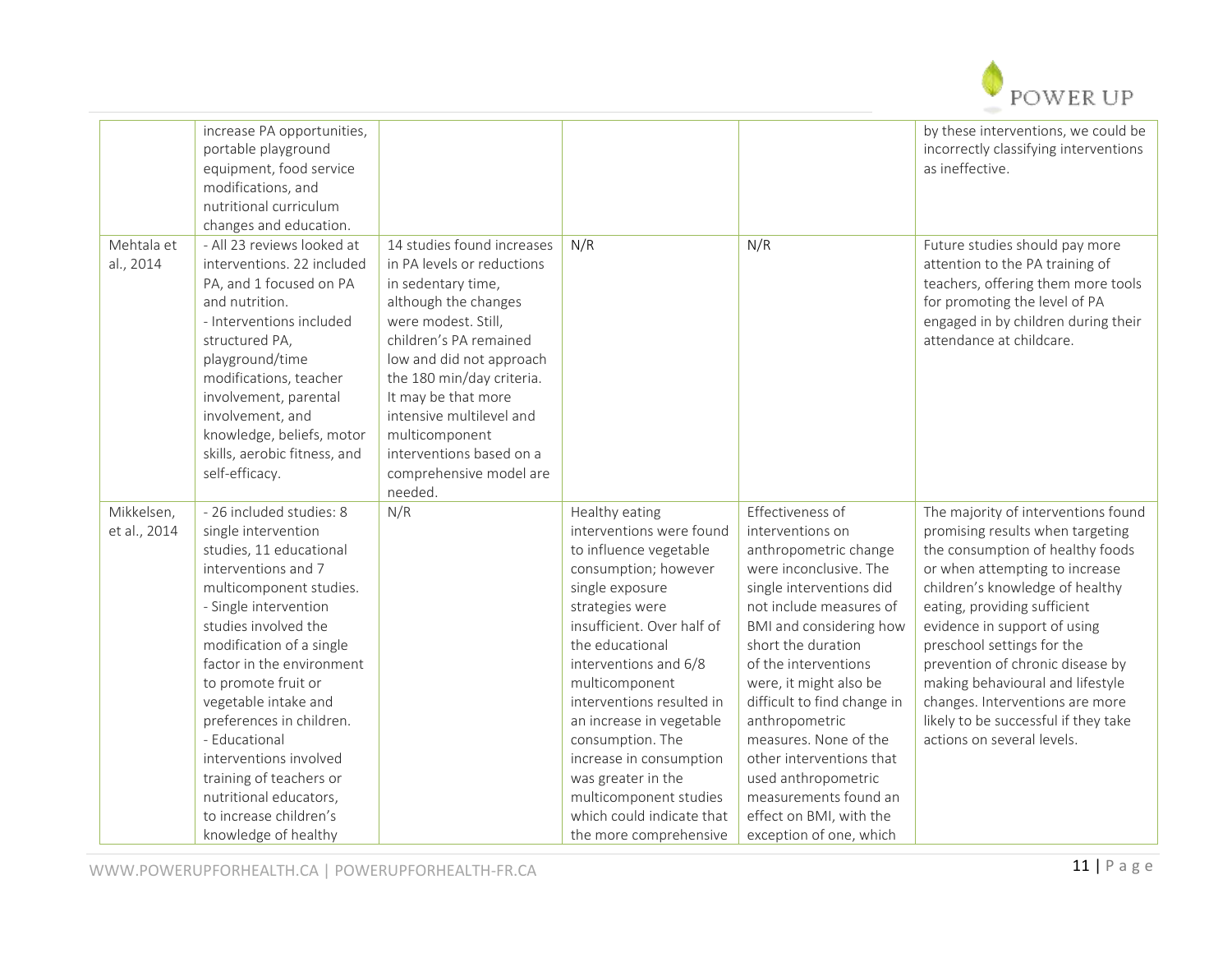| | increase PA opportunities, portable playground equipment, food service modifications, and nutritional curriculum changes and education. | | | | by these interventions, we could be incorrectly classifying interventions as ineffective. |
|---|---|---|---|---|---|
| Mehtala et al., 2014 | - All 23 reviews looked at interventions. 22 included PA, and 1 focused on PA and nutrition.<br>- Interventions included structured PA, playground/time modifications, teacher involvement, parental involvement, and knowledge, beliefs, motor skills, aerobic fitness, and self-efficacy. | 14 studies found increases in PA levels or reductions in sedentary time, although the changes were modest. Still, children's PA remained low and did not approach the 180 min/day criteria. It may be that more intensive multilevel and multicomponent interventions based on a comprehensive model are needed. | N/R | N/R | Future studies should pay more attention to the PA training of teachers, offering them more tools for promoting the level of PA engaged in by children during their attendance at childcare. |
| Mikkelsen, et al., 2014 | - 26 included studies: 8 single intervention studies, 11 educational interventions and 7 multicomponent studies.<br>- Single intervention studies involved the modification of a single factor in the environment to promote fruit or vegetable intake and preferences in children.<br>- Educational interventions involved training of teachers or nutritional educators, to increase children's knowledge of healthy | N/R | Healthy eating interventions were found to influence vegetable consumption; however single exposure strategies were insufficient. Over half of the educational interventions and 6/8 multicomponent interventions resulted in an increase in vegetable consumption. The increase in consumption was greater in the multicomponent studies which could indicate that the more comprehensive | Effectiveness of interventions on anthropometric change were inconclusive. The single interventions did not include measures of BMI and considering how short the duration of the interventions were, it might also be difficult to find change in anthropometric measures. None of the other interventions that used anthropometric measurements found an effect on BMI, with the exception of one, which | The majority of interventions found promising results when targeting the consumption of healthy foods or when attempting to increase children's knowledge of healthy eating, providing sufficient evidence in support of using preschool settings for the prevention of chronic disease by making behavioural and lifestyle changes. Interventions are more likely to be successful if they take actions on several levels. |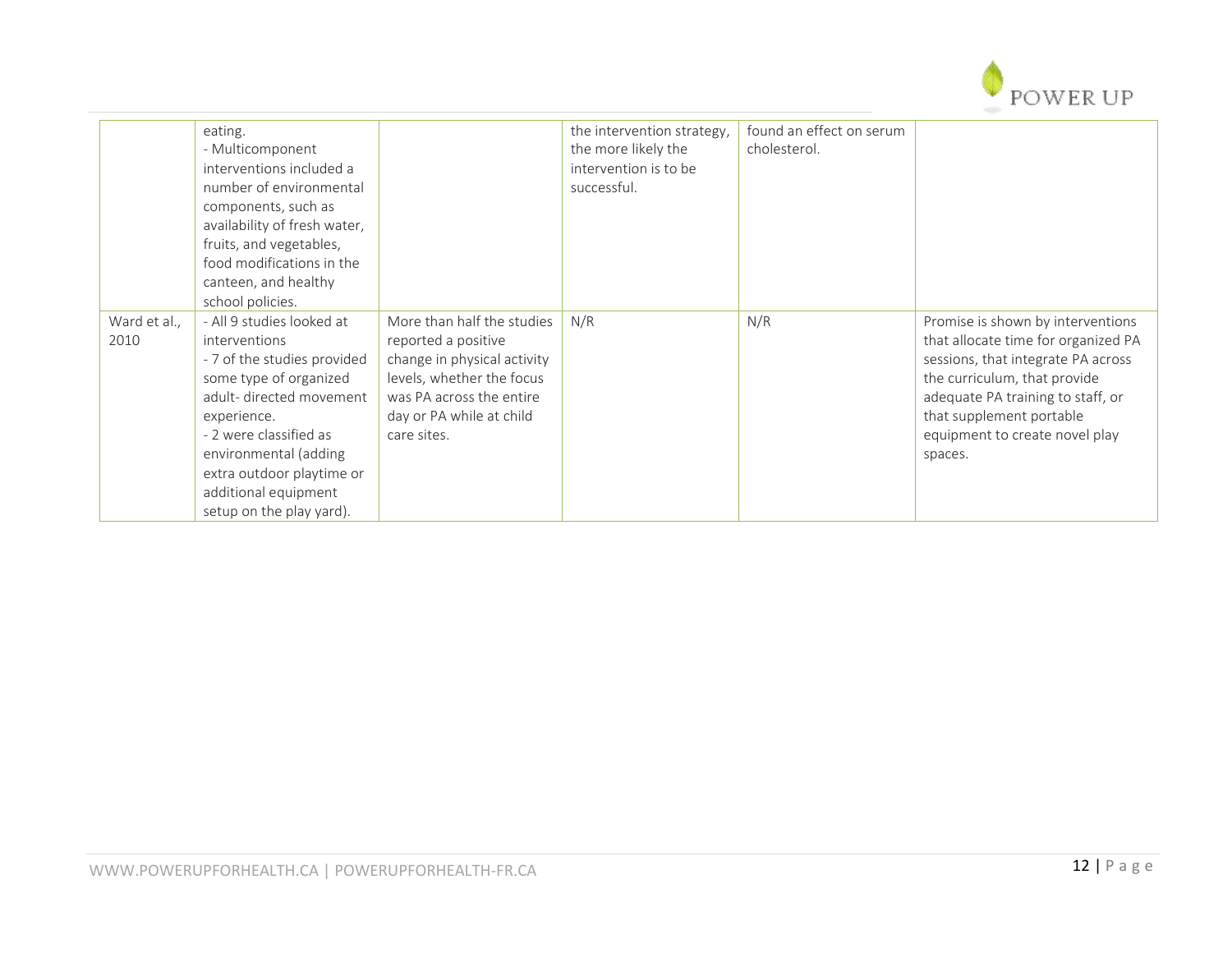| | | | | | |
|---|---|---|---|---|---|
| | eating.<br>- Multicomponent interventions included a number of environmental components, such as availability of fresh water, fruits, and vegetables, food modifications in the canteen, and healthy school policies. | | the intervention strategy, the more likely the intervention is to be successful. | found an effect on serum cholesterol. | |
| Ward et al., 2010 | - All 9 studies looked at interventions<br>- 7 of the studies provided some type of organized adult- directed movement experience.<br>- 2 were classified as environmental (adding extra outdoor playtime or additional equipment setup on the play yard). | More than half the studies reported a positive change in physical activity levels, whether the focus was PA across the entire day or PA while at child care sites. | N/R | N/R | Promise is shown by interventions that allocate time for organized PA sessions, that integrate PA across the curriculum, that provide adequate PA training to staff, or that supplement portable equipment to create novel play spaces. |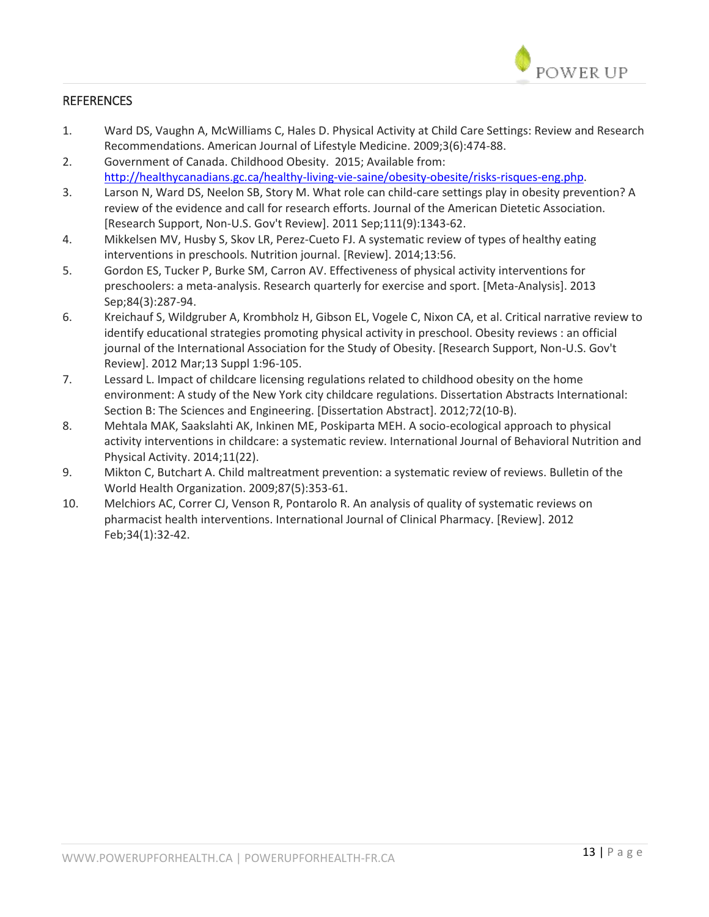## REFERENCES

1. Ward DS, Vaughn A, McWilliams C, Hales D. Physical Activity at Child Care Settings: Review and Research Recommendations. American Journal of Lifestyle Medicine. 2009;3(6):474-88.
2. Government of Canada. Childhood Obesity. 2015; Available from: http://healthycanadians.gc.ca/healthy-living-vie-saine/obesity-obesite/risks-risques-eng.php.
3. Larson N, Ward DS, Neelon SB, Story M. What role can child-care settings play in obesity prevention? A review of the evidence and call for research efforts. Journal of the American Dietetic Association. [Research Support, Non-U.S. Gov't Review]. 2011 Sep;111(9):1343-62.
4. Mikkelsen MV, Husby S, Skov LR, Perez-Cueto FJ. A systematic review of types of healthy eating interventions in preschools. Nutrition journal. [Review]. 2014;13:56.
5. Gordon ES, Tucker P, Burke SM, Carron AV. Effectiveness of physical activity interventions for preschoolers: a meta-analysis. Research quarterly for exercise and sport. [Meta-Analysis]. 2013 Sep;84(3):287-94.
6. Kreichauf S, Wildgruber A, Krombholz H, Gibson EL, Vogele C, Nixon CA, et al. Critical narrative review to identify educational strategies promoting physical activity in preschool. Obesity reviews : an official journal of the International Association for the Study of Obesity. [Research Support, Non-U.S. Gov't Review]. 2012 Mar;13 Suppl 1:96-105.
7. Lessard L. Impact of childcare licensing regulations related to childhood obesity on the home environment: A study of the New York city childcare regulations. Dissertation Abstracts International: Section B: The Sciences and Engineering. [Dissertation Abstract]. 2012;72(10-B).
8. Mehtala MAK, Saakslahti AK, Inkinen ME, Poskiparta MEH. A socio-ecological approach to physical activity interventions in childcare: a systematic review. International Journal of Behavioral Nutrition and Physical Activity. 2014;11(22).
9. Mikton C, Butchart A. Child maltreatment prevention: a systematic review of reviews. Bulletin of the World Health Organization. 2009;87(5):353-61.
10. Melchiors AC, Correr CJ, Venson R, Pontarolo R. An analysis of quality of systematic reviews on pharmacist health interventions. International Journal of Clinical Pharmacy. [Review]. 2012 Feb;34(1):32-42.